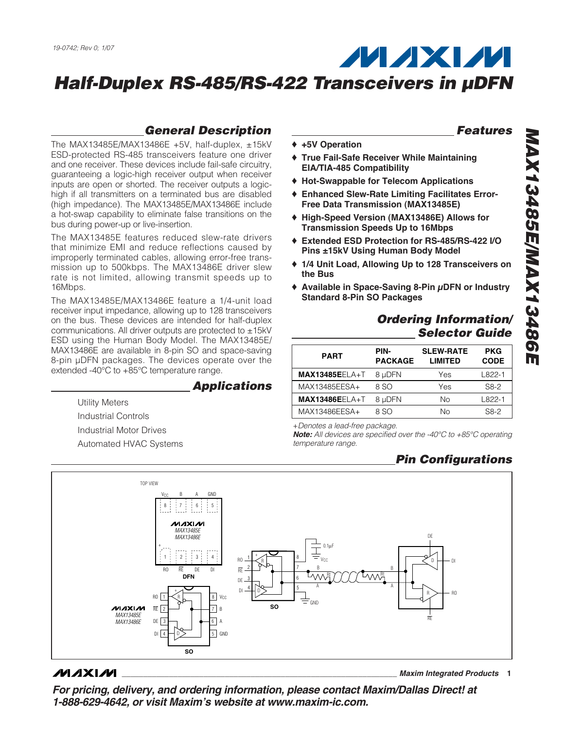19-0742; Rev 0; 1/07

# Half-Duplex RS-485/RS-422 Transceivers in μDFN

## General Description

The MAX13485E/MAX13486E +5V, half-duplex, ±15kV ESD-protected RS-485 transceivers feature one driver and one receiver. These devices include fail-safe circuitry, guaranteeing a logic-high receiver output when receiver inputs are open or shorted. The receiver outputs a logic-high if all transmitters on a terminated bus are disabled (high impedance). The MAX13485E/MAX13486E include a hot-swap capability to eliminate false transitions on the bus during power-up or live-insertion.

The MAX13485E features reduced slew-rate drivers that minimize EMI and reduce reflections caused by improperly terminated cables, allowing error-free transmission up to 500kbps. The MAX13486E driver slew rate is not limited, allowing transmit speeds up to 16Mbps.

The MAX13485E/MAX13486E feature a 1/4-unit load receiver input impedance, allowing up to 128 transceivers on the bus. These devices are intended for half-duplex communications. All driver outputs are protected to ±15kV ESD using the Human Body Model. The MAX13485E/MAX13486E are available in 8-pin SO and space-saving 8-pin μDFN packages. The devices operate over the extended -40°C to +85°C temperature range.

## Applications

Utility Meters

Industrial Controls

Industrial Motor Drives

Automated HVAC Systems

## Features

- **+5V Operation**
- **True Fail-Safe Receiver While Maintaining EIA/TIA-485 Compatibility**
- **Hot-Swappable for Telecom Applications**
- **Enhanced Slew-Rate Limiting Facilitates Error-Free Data Transmission (MAX13485E)**
- **High-Speed Version (MAX13486E) Allows for Transmission Speeds Up to 16Mbps**
- **Extended ESD Protection for RS-485/RS-422 I/O Pins ±15kV Using Human Body Model**
- **1/4 Unit Load, Allowing Up to 128 Transceivers on the Bus**
- **Available in Space-Saving 8-Pin μDFN or Industry Standard 8-Pin SO Packages**

## Ordering Information/ Selector Guide

| PART | PIN-PACKAGE | SLEW-RATE LIMITED | PKG CODE |
|---|---|---|---|
| **MAX13485E**ELA+T | 8 μDFN | Yes | L822-1 |
| MAX13485EESA+ | 8 SO | Yes | S8-2 |
| **MAX13486E**ELA+T | 8 μDFN | No | L822-1 |
| MAX13486EESA+ | 8 SO | No | S8-2 |

*+Denotes a lead-free package.*

***Note:*** *All devices are specified over the -40°C to +85°C operating temperature range.*

## Pin Configurations

TOP VIEW

DFN: 1 RO, 2 $\overline{RE}$, 3 DE, 4 DI, 5 GND, 6 A, 7 B, 8 $V_{CC}$ (MAX13485E/MAX13486E)

SO: 1 RO, 2 $\overline{RE}$, 3 DE, 4 DI, 5 GND, 6 A, 7 B, 8 $V_{CC}$ (MAX13485E/MAX13486E)

Typical operating circuit (SO): 0.1μF, $V_{CC}$, B, A, Rt, GND, DE, DI, RO, $\overline{RE}$

For pricing, delivery, and ordering information, please contact Maxim/Dallas Direct! at 1-888-629-4642, or visit Maxim's website at www.maxim-ic.com.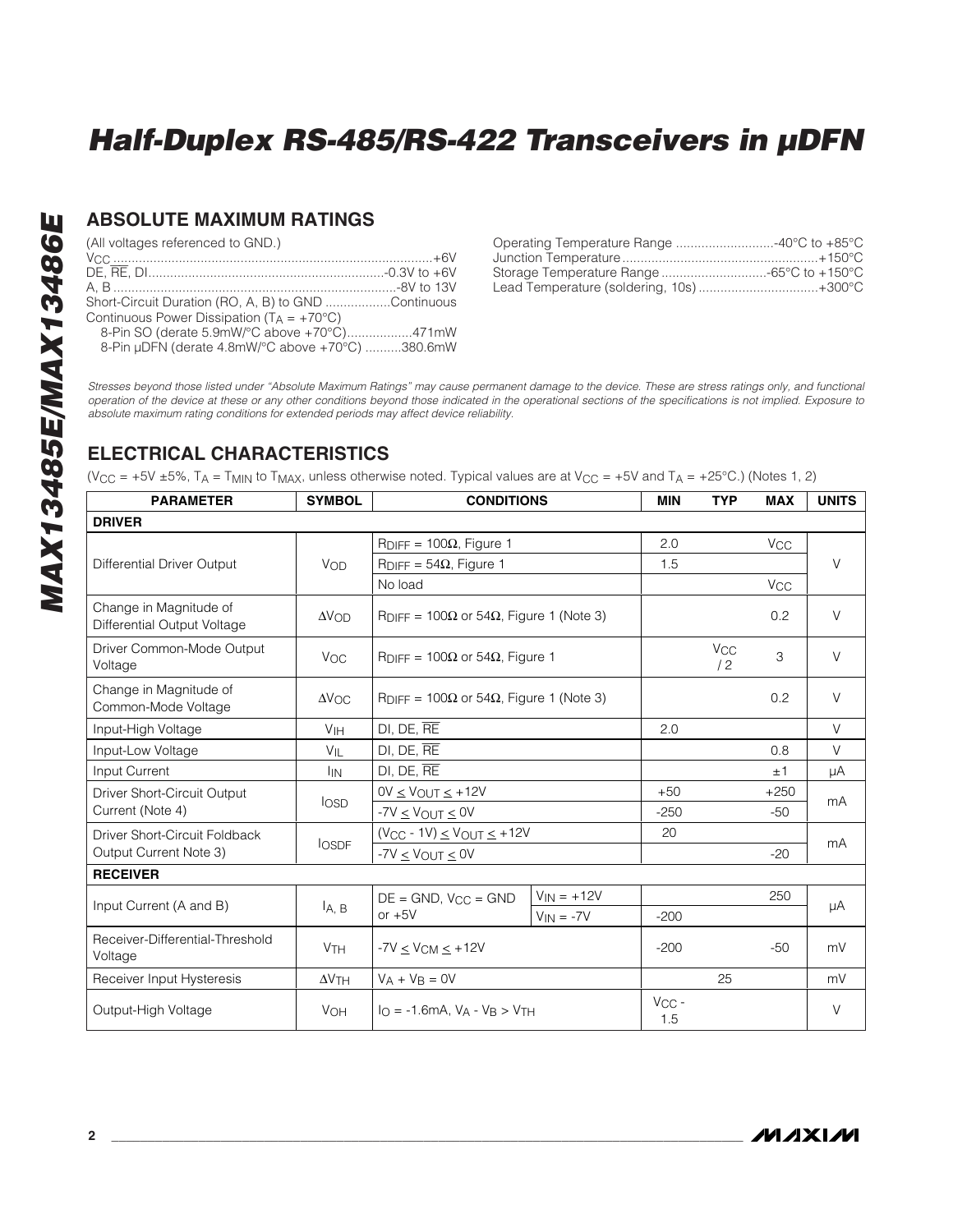## ABSOLUTE MAXIMUM RATINGS

(All voltages referenced to GND.)

$V_{CC}$ ........................................................................................+6V
DE, RE, DI.................................................................-0.3V to +6V
A, B ..............................................................................-8V to 13V
Short-Circuit Duration (RO, A, B) to GND ..................Continuous
Continuous Power Dissipation ($T_A$ = +70°C)
  8-Pin SO (derate 5.9mW/°C above +70°C)..................471mW
  8-Pin µDFN (derate 4.8mW/°C above +70°C) ..........380.6mW

Operating Temperature Range ...........................-40°C to +85°C
Junction Temperature......................................................+150°C
Storage Temperature Range .............................-65°C to +150°C
Lead Temperature (soldering, 10s) .................................+300°C

*Stresses beyond those listed under "Absolute Maximum Ratings" may cause permanent damage to the device. These are stress ratings only, and functional operation of the device at these or any other conditions beyond those indicated in the operational sections of the specifications is not implied. Exposure to absolute maximum rating conditions for extended periods may affect device reliability.*

## ELECTRICAL CHARACTERISTICS

($V_{CC}$ = +5V ±5%, $T_A$ = $T_{MIN}$ to $T_{MAX}$, unless otherwise noted. Typical values are at $V_{CC}$ = +5V and $T_A$ = +25°C.) (Notes 1, 2)

| PARAMETER | SYMBOL | CONDITIONS | | MIN | TYP | MAX | UNITS |
|---|---|---|---|---|---|---|---|
| **DRIVER** | | | | | | | |
| Differential Driver Output | $V_{OD}$ | $R_{DIFF}$ = 100Ω, Figure 1 | | 2.0 | | $V_{CC}$ | V |
| | | $R_{DIFF}$ = 54Ω, Figure 1 | | 1.5 | | | |
| | | No load | | | | $V_{CC}$ | |
| Change in Magnitude of Differential Output Voltage | $\Delta V_{OD}$ | $R_{DIFF}$ = 100Ω or 54Ω, Figure 1 (Note 3) | | | | 0.2 | V |
| Driver Common-Mode Output Voltage | $V_{OC}$ | $R_{DIFF}$ = 100Ω or 54Ω, Figure 1 | | | $V_{CC}$ / 2 | 3 | V |
| Change in Magnitude of Common-Mode Voltage | $\Delta V_{OC}$ | $R_{DIFF}$ = 100Ω or 54Ω, Figure 1 (Note 3) | | | | 0.2 | V |
| Input-High Voltage | $V_{IH}$ | DI, DE, $\overline{RE}$ | | 2.0 | | | V |
| Input-Low Voltage | $V_{IL}$ | DI, DE, $\overline{RE}$ | | | | 0.8 | V |
| Input Current | $I_{IN}$ | DI, DE, $\overline{RE}$ | | | | ±1 | µA |
| Driver Short-Circuit Output Current (Note 4) | $I_{OSD}$ | 0V ≤ $V_{OUT}$ ≤ +12V | | +50 | | +250 | mA |
| | | -7V ≤ $V_{OUT}$ ≤ 0V | | -250 | | -50 | |
| Driver Short-Circuit Foldback Output Current Note 3) | $I_{OSDF}$ | ($V_{CC}$ - 1V) ≤ $V_{OUT}$ ≤ +12V | | 20 | | | mA |
| | | -7V ≤ $V_{OUT}$ ≤ 0V | | | | -20 | |
| **RECEIVER** | | | | | | | |
| Input Current (A and B) | $I_{A, B}$ | DE = GND, $V_{CC}$ = GND or +5V | $V_{IN}$ = +12V | | | 250 | µA |
| | | | $V_{IN}$ = -7V | -200 | | | |
| Receiver-Differential-Threshold Voltage | $V_{TH}$ | -7V ≤ $V_{CM}$ ≤ +12V | | -200 | | -50 | mV |
| Receiver Input Hysteresis | $\Delta V_{TH}$ | $V_A$ + $V_B$ = 0V | | | 25 | | mV |
| Output-High Voltage | $V_{OH}$ | $I_O$ = -1.6mA, $V_A$ - $V_B$ > $V_{TH}$ | | $V_{CC}$ - 1.5 | | | V |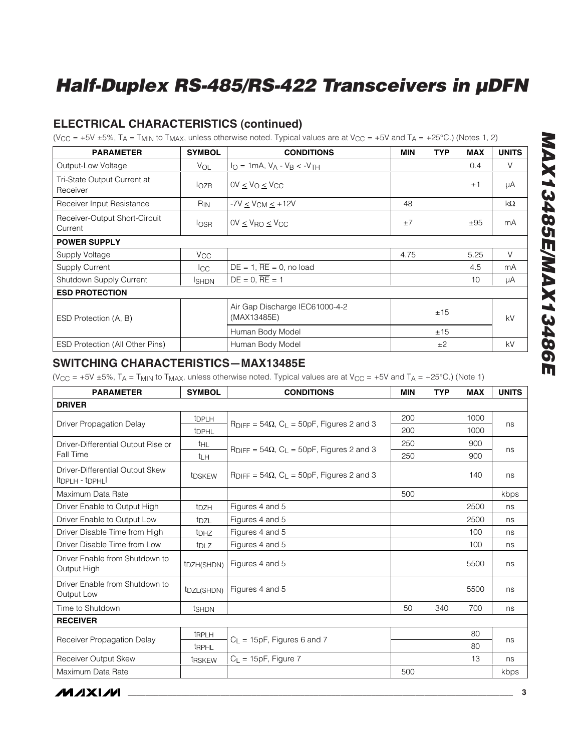## ELECTRICAL CHARACTERISTICS (continued)

($V_{CC}$ = +5V ±5%, $T_A$ = $T_{MIN}$ to $T_{MAX}$, unless otherwise noted. Typical values are at $V_{CC}$ = +5V and $T_A$ = +25°C.) (Notes 1, 2)

| PARAMETER | SYMBOL | CONDITIONS | MIN | TYP | MAX | UNITS |
|---|---|---|---|---|---|---|
| Output-Low Voltage | $V_{OL}$ | $I_O$ = 1mA, $V_A$ - $V_B$ < $-V_{TH}$ | | | 0.4 | V |
| Tri-State Output Current at Receiver | $I_{OZR}$ | 0V ≤ $V_O$ ≤ $V_{CC}$ | | | ±1 | µA |
| Receiver Input Resistance | $R_{IN}$ | -7V ≤ $V_{CM}$ ≤ +12V | 48 | | | kΩ |
| Receiver-Output Short-Circuit Current | $I_{OSR}$ | 0V ≤ $V_{RO}$ ≤ $V_{CC}$ | ±7 | | ±95 | mA |
| **POWER SUPPLY** | | | | | | |
| Supply Voltage | $V_{CC}$ | | 4.75 | | 5.25 | V |
| Supply Current | $I_{CC}$ | DE = 1, $\overline{RE}$ = 0, no load | | | 4.5 | mA |
| Shutdown Supply Current | $I_{SHDN}$ | DE = 0, $\overline{RE}$ = 1 | | | 10 | µA |
| **ESD PROTECTION** | | | | | | |
| ESD Protection (A, B) | | Air Gap Discharge IEC61000-4-2 (MAX13485E) | | ±15 | | kV |
| | | Human Body Model | | ±15 | | |
| ESD Protection (All Other Pins) | | Human Body Model | | ±2 | | kV |

## SWITCHING CHARACTERISTICS—MAX13485E

($V_{CC}$ = +5V ±5%, $T_A$ = $T_{MIN}$ to $T_{MAX}$, unless otherwise noted. Typical values are at $V_{CC}$ = +5V and $T_A$ = +25°C.) (Note 1)

| PARAMETER | SYMBOL | CONDITIONS | MIN | TYP | MAX | UNITS |
|---|---|---|---|---|---|---|
| **DRIVER** | | | | | | |
| Driver Propagation Delay | $t_{DPLH}$ | $R_{DIFF}$ = 54Ω, $C_L$ = 50pF, Figures 2 and 3 | 200 | | 1000 | ns |
| | $t_{DPHL}$ | | 200 | | 1000 | |
| Driver-Differential Output Rise or Fall Time | $t_{HL}$ | $R_{DIFF}$ = 54Ω, $C_L$ = 50pF, Figures 2 and 3 | 250 | | 900 | ns |
| | $t_{LH}$ | | 250 | | 900 | |
| Driver-Differential Output Skew $\lvert t_{DPLH} - t_{DPHL} \rvert$ | $t_{DSKEW}$ | $R_{DIFF}$ = 54Ω, $C_L$ = 50pF, Figures 2 and 3 | | | 140 | ns |
| Maximum Data Rate | | | 500 | | | kbps |
| Driver Enable to Output High | $t_{DZH}$ | Figures 4 and 5 | | | 2500 | ns |
| Driver Enable to Output Low | $t_{DZL}$ | Figures 4 and 5 | | | 2500 | ns |
| Driver Disable Time from High | $t_{DHZ}$ | Figures 4 and 5 | | | 100 | ns |
| Driver Disable Time from Low | $t_{DLZ}$ | Figures 4 and 5 | | | 100 | ns |
| Driver Enable from Shutdown to Output High | $t_{DZH(SHDN)}$ | Figures 4 and 5 | | | 5500 | ns |
| Driver Enable from Shutdown to Output Low | $t_{DZL(SHDN)}$ | Figures 4 and 5 | | | 5500 | ns |
| Time to Shutdown | $t_{SHDN}$ | | 50 | 340 | 700 | ns |
| **RECEIVER** | | | | | | |
| Receiver Propagation Delay | $t_{RPLH}$ | $C_L$ = 15pF, Figures 6 and 7 | | | 80 | ns |
| | $t_{RPHL}$ | | | | 80 | |
| Receiver Output Skew | $t_{RSKEW}$ | $C_L$ = 15pF, Figure 7 | | | 13 | ns |
| Maximum Data Rate | | | 500 | | | kbps |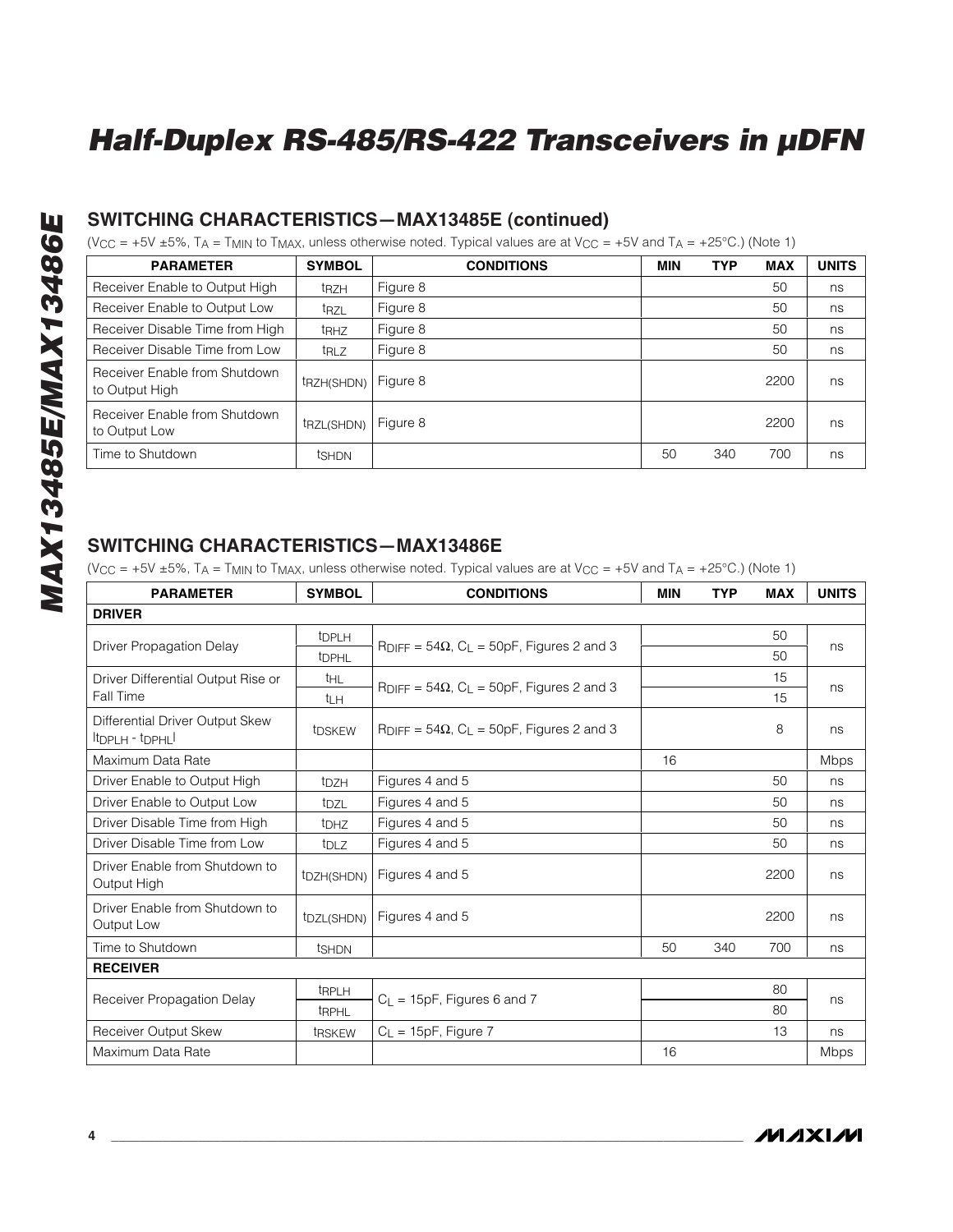## SWITCHING CHARACTERISTICS—MAX13485E (continued)

($V_{CC}$ = +5V ±5%, $T_A$ = $T_{MIN}$ to $T_{MAX}$, unless otherwise noted. Typical values are at $V_{CC}$ = +5V and $T_A$ = +25°C.) (Note 1)

| PARAMETER | SYMBOL | CONDITIONS | MIN | TYP | MAX | UNITS |
|---|---|---|---|---|---|---|
| Receiver Enable to Output High | $t_{RZH}$ | Figure 8 | | | 50 | ns |
| Receiver Enable to Output Low | $t_{RZL}$ | Figure 8 | | | 50 | ns |
| Receiver Disable Time from High | $t_{RHZ}$ | Figure 8 | | | 50 | ns |
| Receiver Disable Time from Low | $t_{RLZ}$ | Figure 8 | | | 50 | ns |
| Receiver Enable from Shutdown to Output High | $t_{RZH(SHDN)}$ | Figure 8 | | | 2200 | ns |
| Receiver Enable from Shutdown to Output Low | $t_{RZL(SHDN)}$ | Figure 8 | | | 2200 | ns |
| Time to Shutdown | $t_{SHDN}$ | | 50 | 340 | 700 | ns |

## SWITCHING CHARACTERISTICS—MAX13486E

($V_{CC}$ = +5V ±5%, $T_A$ = $T_{MIN}$ to $T_{MAX}$, unless otherwise noted. Typical values are at $V_{CC}$ = +5V and $T_A$ = +25°C.) (Note 1)

| PARAMETER | SYMBOL | CONDITIONS | MIN | TYP | MAX | UNITS |
|---|---|---|---|---|---|---|
| **DRIVER** | | | | | | |
| Driver Propagation Delay | $t_{DPLH}$ | $R_{DIFF}$ = 54Ω, $C_L$ = 50pF, Figures 2 and 3 | | | 50 | ns |
| | $t_{DPHL}$ | | | | 50 | |
| Driver Differential Output Rise or Fall Time | $t_{HL}$ | $R_{DIFF}$ = 54Ω, $C_L$ = 50pF, Figures 2 and 3 | | | 15 | ns |
| | $t_{LH}$ | | | | 15 | |
| Differential Driver Output Skew $\lvert t_{DPLH} - t_{DPHL} \rvert$ | $t_{DSKEW}$ | $R_{DIFF}$ = 54Ω, $C_L$ = 50pF, Figures 2 and 3 | | | 8 | ns |
| Maximum Data Rate | | | 16 | | | Mbps |
| Driver Enable to Output High | $t_{DZH}$ | Figures 4 and 5 | | | 50 | ns |
| Driver Enable to Output Low | $t_{DZL}$ | Figures 4 and 5 | | | 50 | ns |
| Driver Disable Time from High | $t_{DHZ}$ | Figures 4 and 5 | | | 50 | ns |
| Driver Disable Time from Low | $t_{DLZ}$ | Figures 4 and 5 | | | 50 | ns |
| Driver Enable from Shutdown to Output High | $t_{DZH(SHDN)}$ | Figures 4 and 5 | | | 2200 | ns |
| Driver Enable from Shutdown to Output Low | $t_{DZL(SHDN)}$ | Figures 4 and 5 | | | 2200 | ns |
| Time to Shutdown | $t_{SHDN}$ | | 50 | 340 | 700 | ns |
| **RECEIVER** | | | | | | |
| Receiver Propagation Delay | $t_{RPLH}$ | $C_L$ = 15pF, Figures 6 and 7 | | | 80 | ns |
| | $t_{RPHL}$ | | | | 80 | |
| Receiver Output Skew | $t_{RSKEW}$ | $C_L$ = 15pF, Figure 7 | | | 13 | ns |
| Maximum Data Rate | | | 16 | | | Mbps |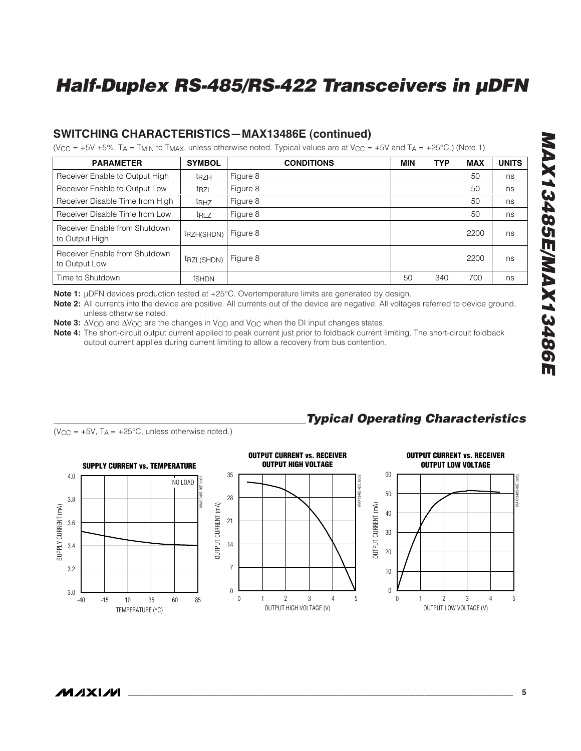## SWITCHING CHARACTERISTICS—MAX13486E (continued)

($V_{CC}$ = +5V ±5%, $T_A$ = $T_{MIN}$ to $T_{MAX}$, unless otherwise noted. Typical values are at $V_{CC}$ = +5V and $T_A$ = +25°C.) (Note 1)

| PARAMETER | SYMBOL | CONDITIONS | MIN | TYP | MAX | UNITS |
|---|---|---|---|---|---|---|
| Receiver Enable to Output High | $t_{RZH}$ | Figure 8 | | | 50 | ns |
| Receiver Enable to Output Low | $t_{RZL}$ | Figure 8 | | | 50 | ns |
| Receiver Disable Time from High | $t_{RHZ}$ | Figure 8 | | | 50 | ns |
| Receiver Disable Time from Low | $t_{RLZ}$ | Figure 8 | | | 50 | ns |
| Receiver Enable from Shutdown to Output High | $t_{RZH(SHDN)}$ | Figure 8 | | | 2200 | ns |
| Receiver Enable from Shutdown to Output Low | $t_{RZL(SHDN)}$ | Figure 8 | | | 2200 | ns |
| Time to Shutdown | $t_{SHDN}$ | | 50 | 340 | 700 | ns |

**Note 1:** µDFN devices production tested at +25°C. Overtemperature limits are generated by design.

**Note 2:** All currents into the device are positive. All currents out of the device are negative. All voltages referred to device ground, unless otherwise noted.

**Note 3:** $\Delta V_{OD}$ and $\Delta V_{OC}$ are the changes in $V_{OD}$ and $V_{OC}$ when the DI input changes states.

**Note 4:** The short-circuit output current applied to peak current just prior to foldback current limiting. The short-circuit foldback output current applies during current limiting to allow a recovery from bus contention.

## *Typical Operating Characteristics*

($V_{CC}$ = +5V, $T_A$ = +25°C, unless otherwise noted.)

**SUPPLY CURRENT vs. TEMPERATURE**

**OUTPUT CURRENT vs. RECEIVER OUTPUT HIGH VOLTAGE**

**OUTPUT CURRENT vs. RECEIVER OUTPUT LOW VOLTAGE**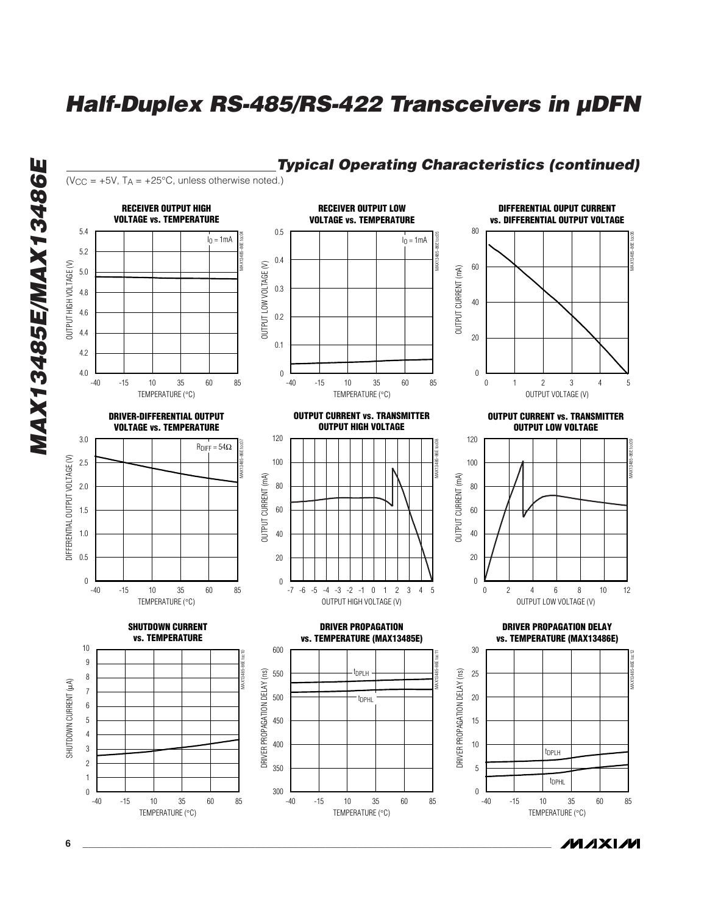## Typical Operating Characteristics (continued)

($V_{CC}$ = +5V, $T_A$ = +25°C, unless otherwise noted.)

**RECEIVER OUTPUT HIGH VOLTAGE vs. TEMPERATURE**

**RECEIVER OUTPUT LOW VOLTAGE vs. TEMPERATURE**

**DIFFERENTIAL OUPUT CURRENT vs. DIFFERENTIAL OUTPUT VOLTAGE**

**DRIVER-DIFFERENTIAL OUTPUT VOLTAGE vs. TEMPERATURE**

**OUTPUT CURRENT vs. TRANSMITTER OUTPUT HIGH VOLTAGE**

**OUTPUT CURRENT vs. TRANSMITTER OUTPUT LOW VOLTAGE**

**SHUTDOWN CURRENT vs. TEMPERATURE**

**DRIVER PROPAGATION vs. TEMPERATURE (MAX13485E)**

**DRIVER PROPAGATION DELAY vs. TEMPERATURE (MAX13486E)**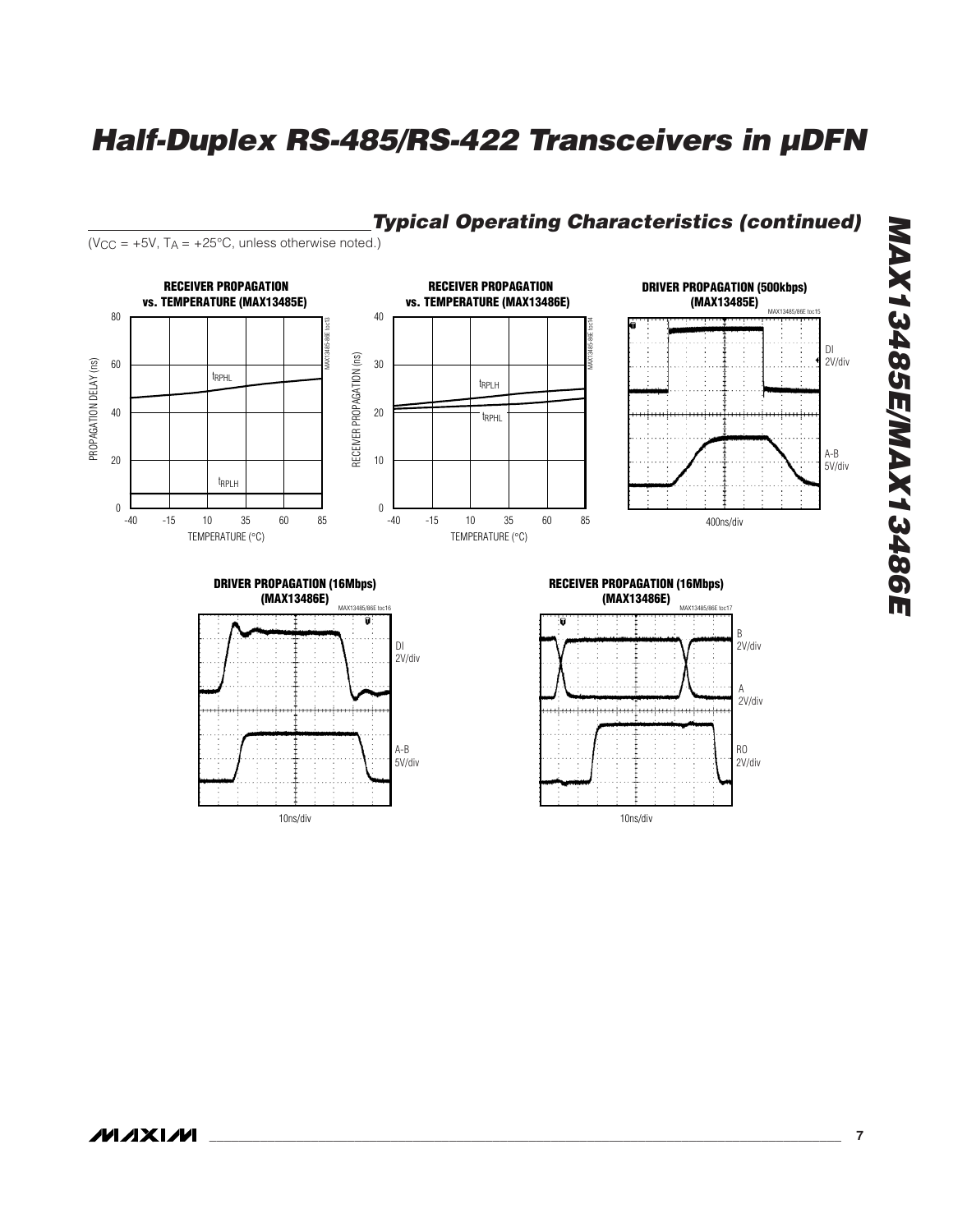## Typical Operating Characteristics (continued)

($V_{CC}$ = +5V, $T_A$ = +25°C, unless otherwise noted.)

**RECEIVER PROPAGATION vs. TEMPERATURE (MAX13485E)**

**RECEIVER PROPAGATION vs. TEMPERATURE (MAX13486E)**

**DRIVER PROPAGATION (500kbps) (MAX13485E)**

**DRIVER PROPAGATION (16Mbps) (MAX13486E)**

**RECEIVER PROPAGATION (16Mbps) (MAX13486E)**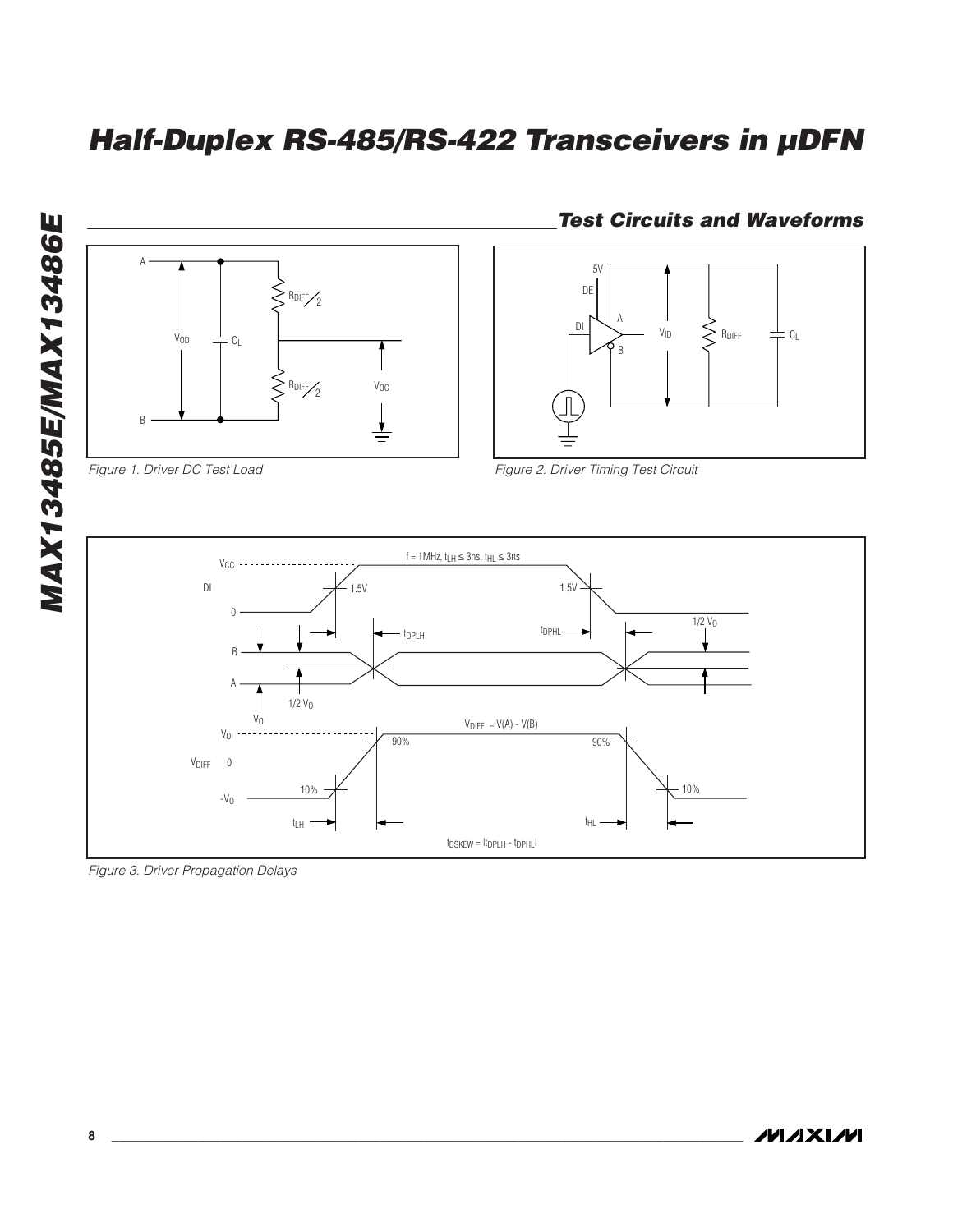## Test Circuits and Waveforms

Figure 1. Driver DC Test Load

Figure 2. Driver Timing Test Circuit

Figure 3. Driver Propagation Delays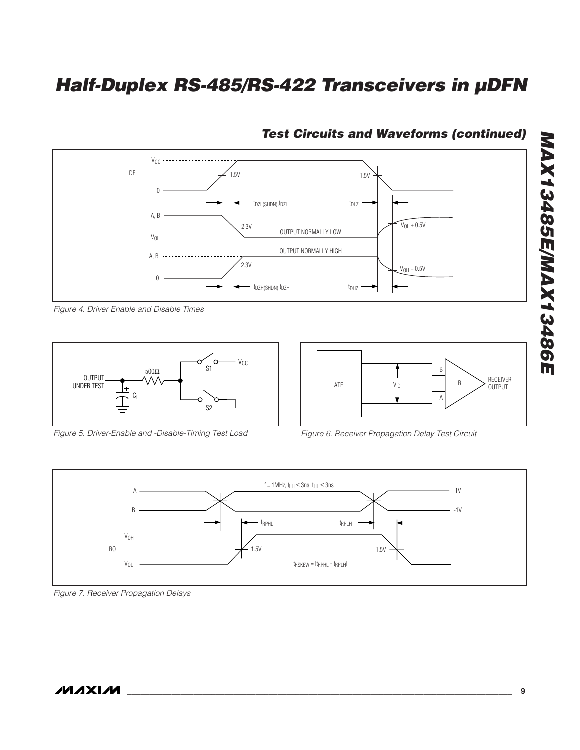## Test Circuits and Waveforms (continued)

Figure 4. Driver Enable and Disable Times

Figure 5. Driver-Enable and -Disable-Timing Test Load

Figure 6. Receiver Propagation Delay Test Circuit

Figure 7. Receiver Propagation Delays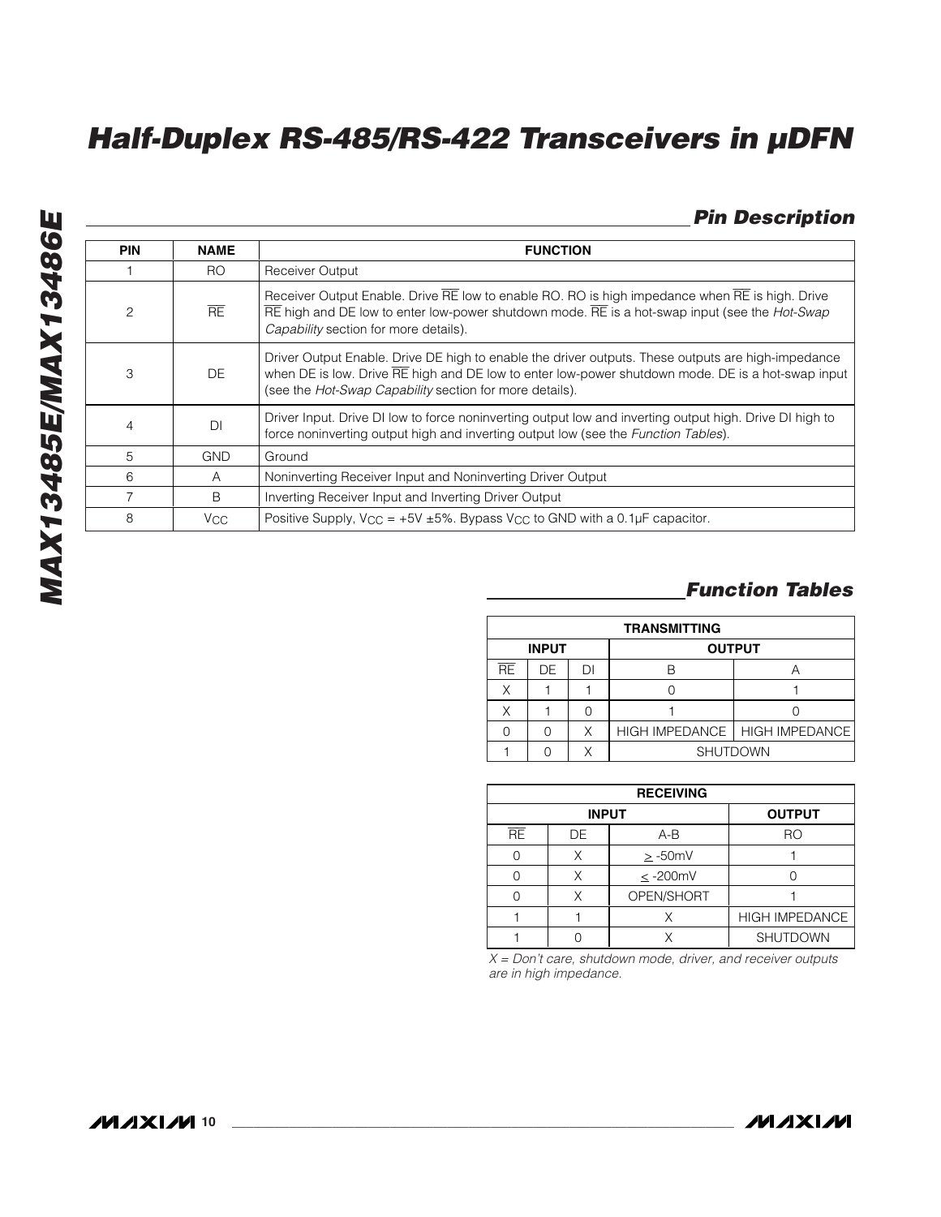# Half-Duplex RS-485/RS-422 Transceivers in µDFN

## Pin Description

| PIN | NAME | FUNCTION |
|---|---|---|
| 1 | RO | Receiver Output |
| 2 | $\overline{RE}$ | Receiver Output Enable. Drive $\overline{RE}$ low to enable RO. RO is high impedance when $\overline{RE}$ is high. Drive $\overline{RE}$ high and DE low to enter low-power shutdown mode. $\overline{RE}$ is a hot-swap input (see the *Hot-Swap Capability* section for more details). |
| 3 | DE | Driver Output Enable. Drive DE high to enable the driver outputs. These outputs are high-impedance when DE is low. Drive $\overline{RE}$ high and DE low to enter low-power shutdown mode. DE is a hot-swap input (see the *Hot-Swap Capability* section for more details). |
| 4 | DI | Driver Input. Drive DI low to force noninverting output low and inverting output high. Drive DI high to force noninverting output high and inverting output low (see the *Function Tables*). |
| 5 | GND | Ground |
| 6 | A | Noninverting Receiver Input and Noninverting Driver Output |
| 7 | B | Inverting Receiver Input and Inverting Driver Output |
| 8 | $V_{CC}$ | Positive Supply, $V_{CC}$ = +5V ±5%. Bypass $V_{CC}$ to GND with a 0.1µF capacitor. |

## Function Tables

| TRANSMITTING | | | | |
|---|---|---|---|---|
| INPUT | | | OUTPUT | |
| $\overline{RE}$ | DE | DI | B | A |
| X | 1 | 1 | 0 | 1 |
| X | 1 | 0 | 1 | 0 |
| 0 | 0 | X | HIGH IMPEDANCE | HIGH IMPEDANCE |
| 1 | 0 | X | SHUTDOWN | |

| RECEIVING | | | |
|---|---|---|---|
| INPUT | | | OUTPUT |
| $\overline{RE}$ | DE | A-B | RO |
| 0 | X | ≥ -50mV | 1 |
| 0 | X | ≤ -200mV | 0 |
| 0 | X | OPEN/SHORT | 1 |
| 1 | 1 | X | HIGH IMPEDANCE |
| 1 | 0 | X | SHUTDOWN |

*X = Don't care, shutdown mode, driver, and receiver outputs are in high impedance.*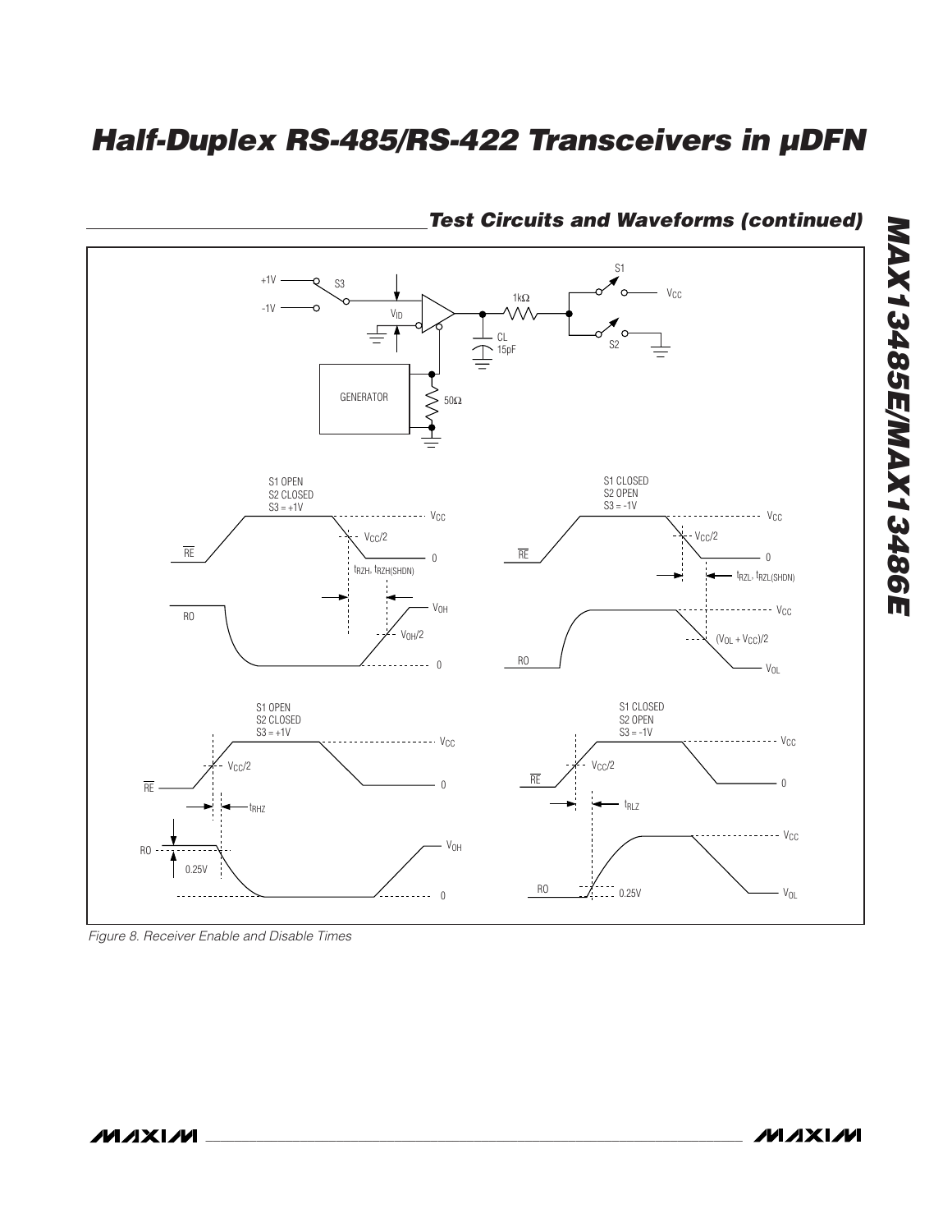## Test Circuits and Waveforms (continued)

Figure 8. Receiver Enable and Disable Times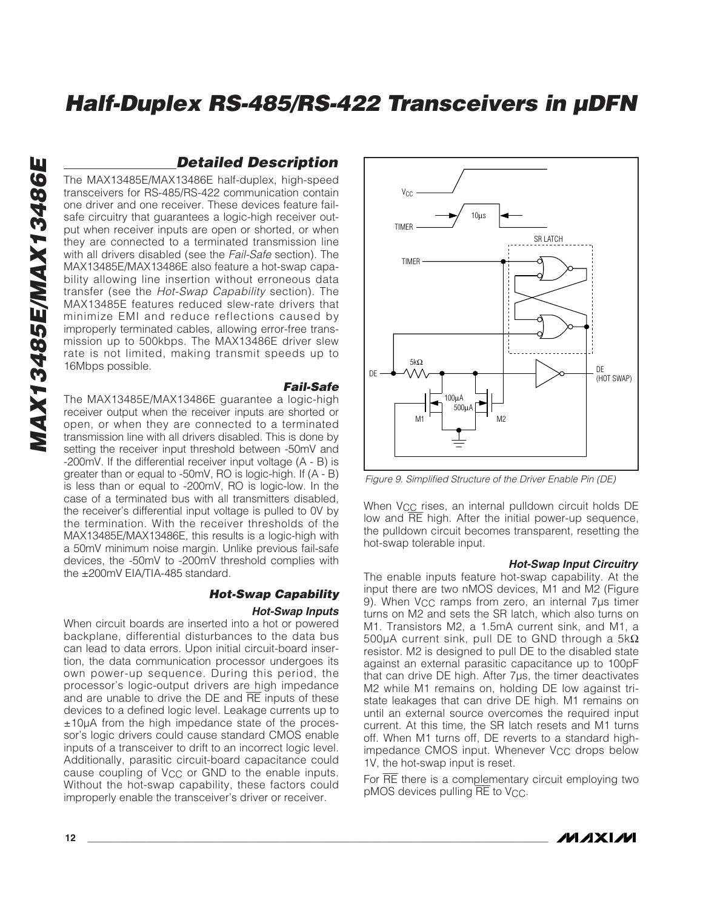## Detailed Description

The MAX13485E/MAX13486E half-duplex, high-speed transceivers for RS-485/RS-422 communication contain one driver and one receiver. These devices feature fail-safe circuitry that guarantees a logic-high receiver output when receiver inputs are open or shorted, or when they are connected to a terminated transmission line with all drivers disabled (see the *Fail-Safe* section). The MAX13485E/MAX13486E also feature a hot-swap capability allowing line insertion without erroneous data transfer (see the *Hot-Swap Capability* section). The MAX13485E features reduced slew-rate drivers that minimize EMI and reduce reflections caused by improperly terminated cables, allowing error-free transmission up to 500kbps. The MAX13486E driver slew rate is not limited, making transmit speeds up to 16Mbps possible.

### Fail-Safe

The MAX13485E/MAX13486E guarantee a logic-high receiver output when the receiver inputs are shorted or open, or when they are connected to a terminated transmission line with all drivers disabled. This is done by setting the receiver input threshold between -50mV and -200mV. If the differential receiver input voltage (A - B) is greater than or equal to -50mV, RO is logic-high. If (A - B) is less than or equal to -200mV, RO is logic-low. In the case of a terminated bus with all transmitters disabled, the receiver's differential input voltage is pulled to 0V by the termination. With the receiver thresholds of the MAX13485E/MAX13486E, this results is a logic-high with a 50mV minimum noise margin. Unlike previous fail-safe devices, the -50mV to -200mV threshold complies with the ±200mV EIA/TIA-485 standard.

### Hot-Swap Capability

#### Hot-Swap Inputs

When circuit boards are inserted into a hot or powered backplane, differential disturbances to the data bus can lead to data errors. Upon initial circuit-board insertion, the data communication processor undergoes its own power-up sequence. During this period, the processor's logic-output drivers are high impedance and are unable to drive the DE and $\overline{RE}$ inputs of these devices to a defined logic level. Leakage currents up to ±10µA from the high impedance state of the processor's logic drivers could cause standard CMOS enable inputs of a transceiver to drift to an incorrect logic level. Additionally, parasitic circuit-board capacitance could cause coupling of $V_{CC}$ or GND to the enable inputs. Without the hot-swap capability, these factors could improperly enable the transceiver's driver or receiver.

*Figure 9. Simplified Structure of the Driver Enable Pin (DE)*

When $V_{CC}$ rises, an internal pulldown circuit holds DE low and $\overline{RE}$ high. After the initial power-up sequence, the pulldown circuit becomes transparent, resetting the hot-swap tolerable input.

#### Hot-Swap Input Circuitry

The enable inputs feature hot-swap capability. At the input there are two nMOS devices, M1 and M2 (Figure 9). When $V_{CC}$ ramps from zero, an internal 7µs timer turns on M2 and sets the SR latch, which also turns on M1. Transistors M2, a 1.5mA current sink, and M1, a 500µA current sink, pull DE to GND through a 5kΩ resistor. M2 is designed to pull DE to the disabled state against an external parasitic capacitance up to 100pF that can drive DE high. After 7µs, the timer deactivates M2 while M1 remains on, holding DE low against tri-state leakages that can drive DE high. M1 remains on until an external source overcomes the required input current. At this time, the SR latch resets and M1 turns off. When M1 turns off, DE reverts to a standard high-impedance CMOS input. Whenever $V_{CC}$ drops below 1V, the hot-swap input is reset.

For $\overline{RE}$ there is a complementary circuit employing two pMOS devices pulling $\overline{RE}$ to $V_{CC}$.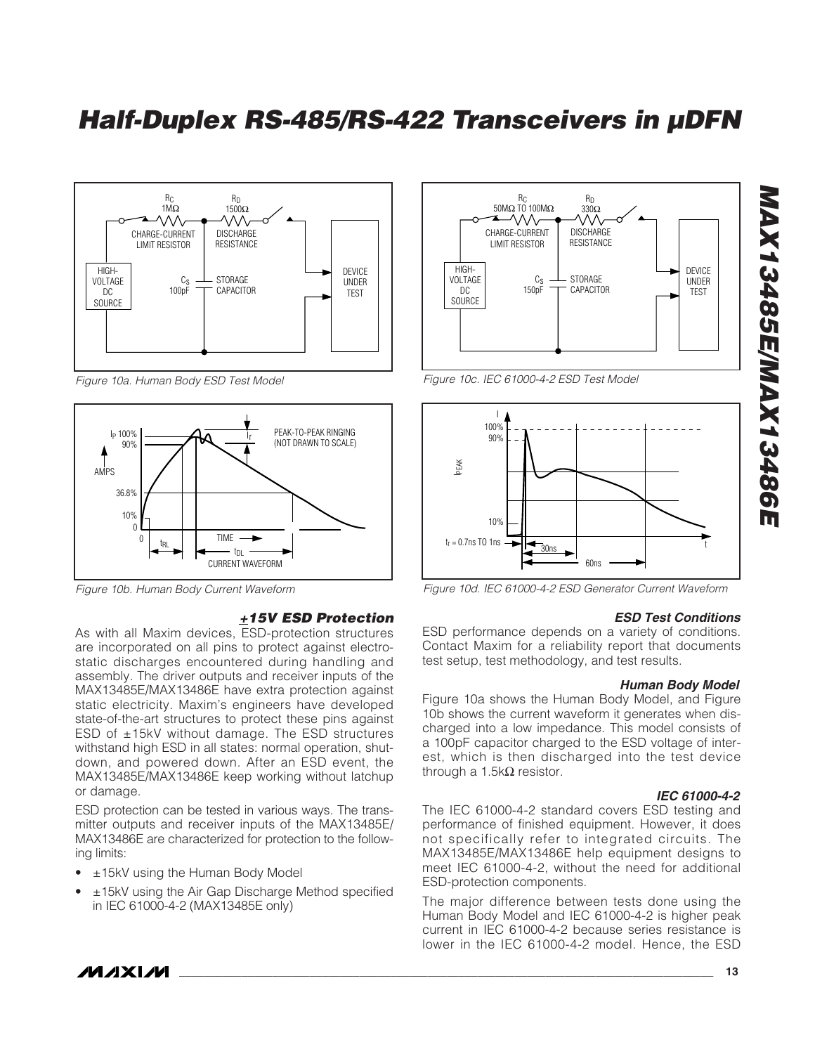Figure 10a. Human Body ESD Test Model

Figure 10b. Human Body Current Waveform

Figure 10c. IEC 61000-4-2 ESD Test Model

Figure 10d. IEC 61000-4-2 ESD Generator Current Waveform

### ±15V ESD Protection

As with all Maxim devices, ESD-protection structures are incorporated on all pins to protect against electrostatic discharges encountered during handling and assembly. The driver outputs and receiver inputs of the MAX13485E/MAX13486E have extra protection against static electricity. Maxim's engineers have developed state-of-the-art structures to protect these pins against ESD of ±15kV without damage. The ESD structures withstand high ESD in all states: normal operation, shutdown, and powered down. After an ESD event, the MAX13485E/MAX13486E keep working without latchup or damage.

ESD protection can be tested in various ways. The transmitter outputs and receiver inputs of the MAX13485E/MAX13486E are characterized for protection to the following limits:

- ±15kV using the Human Body Model
- ±15kV using the Air Gap Discharge Method specified in IEC 61000-4-2 (MAX13485E only)

### ESD Test Conditions

ESD performance depends on a variety of conditions. Contact Maxim for a reliability report that documents test setup, test methodology, and test results.

### Human Body Model

Figure 10a shows the Human Body Model, and Figure 10b shows the current waveform it generates when discharged into a low impedance. This model consists of a 100pF capacitor charged to the ESD voltage of interest, which is then discharged into the test device through a 1.5kΩ resistor.

### IEC 61000-4-2

The IEC 61000-4-2 standard covers ESD testing and performance of finished equipment. However, it does not specifically refer to integrated circuits. The MAX13485E/MAX13486E help equipment designs to meet IEC 61000-4-2, without the need for additional ESD-protection components.

The major difference between tests done using the Human Body Model and IEC 61000-4-2 is higher peak current in IEC 61000-4-2 because series resistance is lower in the IEC 61000-4-2 model. Hence, the ESD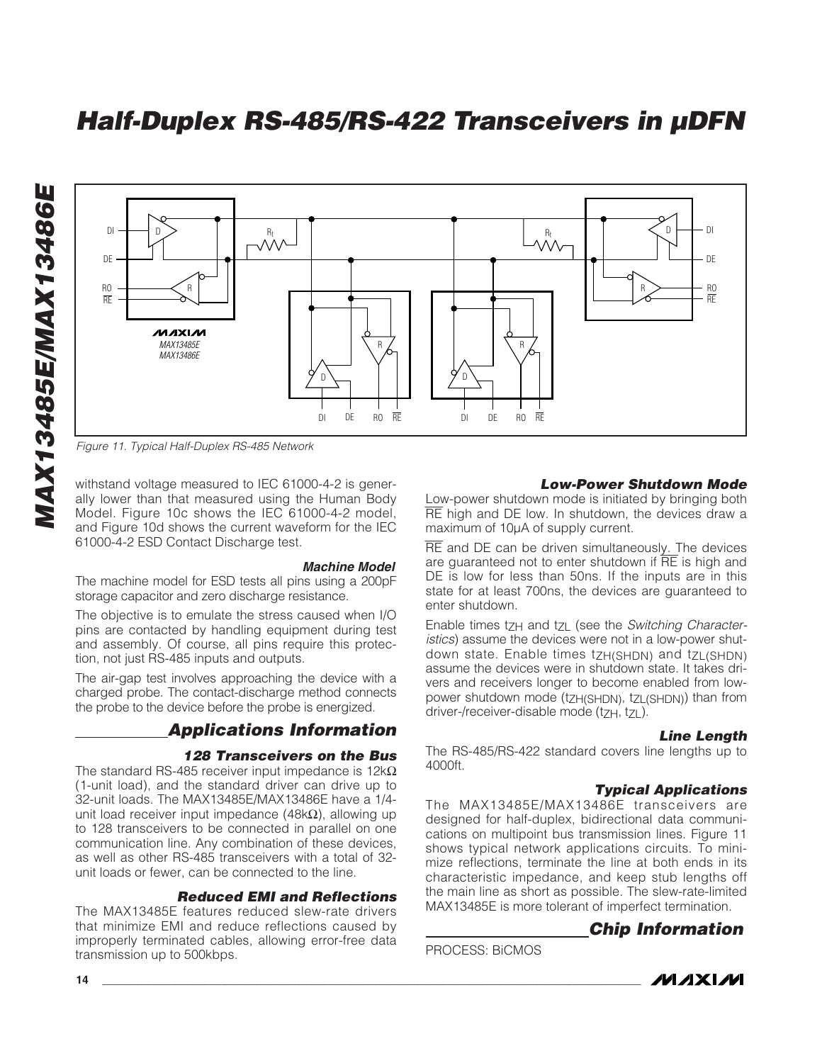Figure 11. Typical Half-Duplex RS-485 Network

withstand voltage measured to IEC 61000-4-2 is generally lower than that measured using the Human Body Model. Figure 10c shows the IEC 61000-4-2 model, and Figure 10d shows the current waveform for the IEC 61000-4-2 ESD Contact Discharge test.

### Machine Model

The machine model for ESD tests all pins using a 200pF storage capacitor and zero discharge resistance.

The objective is to emulate the stress caused when I/O pins are contacted by handling equipment during test and assembly. Of course, all pins require this protection, not just RS-485 inputs and outputs.

The air-gap test involves approaching the device with a charged probe. The contact-discharge method connects the probe to the device before the probe is energized.

## Applications Information

### 128 Transceivers on the Bus

The standard RS-485 receiver input impedance is 12kΩ (1-unit load), and the standard driver can drive up to 32-unit loads. The MAX13485E/MAX13486E have a 1/4-unit load receiver input impedance (48kΩ), allowing up to 128 transceivers to be connected in parallel on one communication line. Any combination of these devices, as well as other RS-485 transceivers with a total of 32-unit loads or fewer, can be connected to the line.

### Reduced EMI and Reflections

The MAX13485E features reduced slew-rate drivers that minimize EMI and reduce reflections caused by improperly terminated cables, allowing error-free data transmission up to 500kbps.

### Low-Power Shutdown Mode

Low-power shutdown mode is initiated by bringing both $\overline{RE}$ high and DE low. In shutdown, the devices draw a maximum of 10µA of supply current.

$\overline{RE}$ and DE can be driven simultaneously. The devices are guaranteed not to enter shutdown if $\overline{RE}$ is high and DE is low for less than 50ns. If the inputs are in this state for at least 700ns, the devices are guaranteed to enter shutdown.

Enable times $t_{ZH}$ and $t_{ZL}$ (see the *Switching Characteristics*) assume the devices were not in a low-power shutdown state. Enable times $t_{ZH(SHDN)}$ and $t_{ZL(SHDN)}$ assume the devices were in shutdown state. It takes drivers and receivers longer to become enabled from low-power shutdown mode ($t_{ZH(SHDN)}$, $t_{ZL(SHDN)}$) than from driver-/receiver-disable mode ($t_{ZH}$, $t_{ZL}$).

### Line Length

The RS-485/RS-422 standard covers line lengths up to 4000ft.

### Typical Applications

The MAX13485E/MAX13486E transceivers are designed for half-duplex, bidirectional data communications on multipoint bus transmission lines. Figure 11 shows typical network applications circuits. To minimize reflections, terminate the line at both ends in its characteristic impedance, and keep stub lengths off the main line as short as possible. The slew-rate-limited MAX13485E is more tolerant of imperfect termination.

## Chip Information

PROCESS: BiCMOS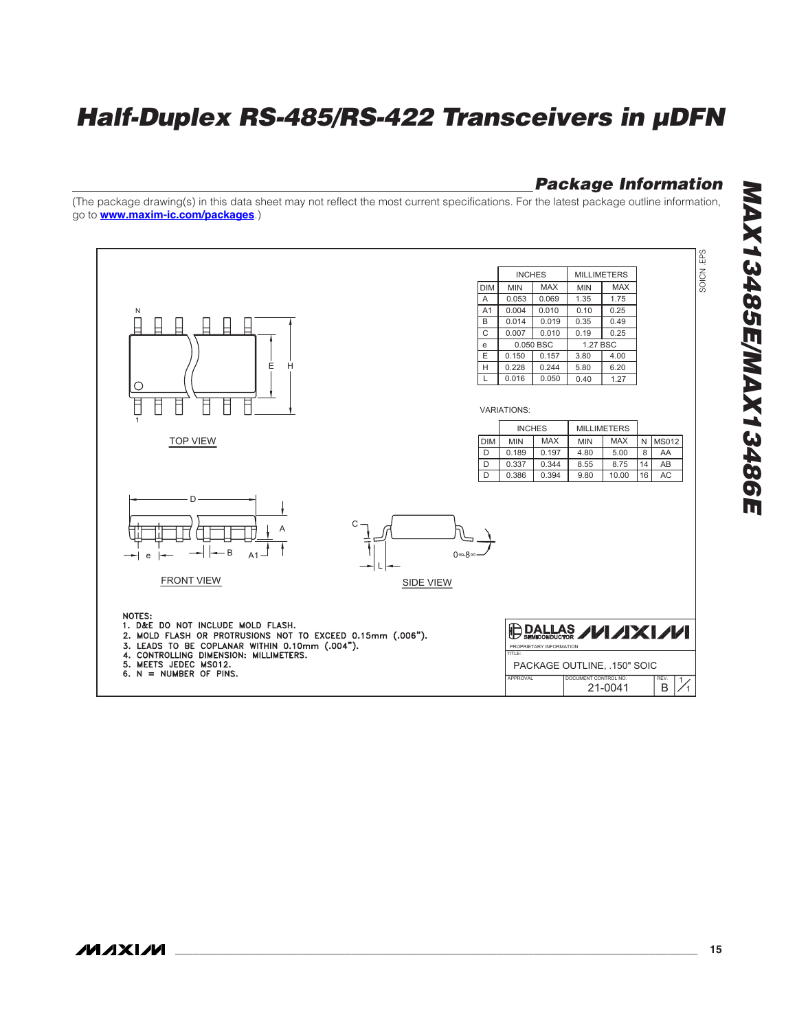## Package Information

(The package drawing(s) in this data sheet may not reflect the most current specifications. For the latest package outline information, go to **www.maxim-ic.com/packages**.)

| DIM | INCHES MIN | INCHES MAX | MILLIMETERS MIN | MILLIMETERS MAX |
|---|---|---|---|---|
| A | 0.053 | 0.069 | 1.35 | 1.75 |
| A1 | 0.004 | 0.010 | 0.10 | 0.25 |
| B | 0.014 | 0.019 | 0.35 | 0.49 |
| C | 0.007 | 0.010 | 0.19 | 0.25 |
| e | 0.050 BSC | | 1.27 BSC | |
| E | 0.150 | 0.157 | 3.80 | 4.00 |
| H | 0.228 | 0.244 | 5.80 | 6.20 |
| L | 0.016 | 0.050 | 0.40 | 1.27 |

VARIATIONS:

| DIM | INCHES MIN | INCHES MAX | MILLIMETERS MIN | MILLIMETERS MAX | N | MS012 |
|---|---|---|---|---|---|---|
| D | 0.189 | 0.197 | 4.80 | 5.00 | 8 | AA |
| D | 0.337 | 0.344 | 8.55 | 8.75 | 14 | AB |
| D | 0.386 | 0.394 | 9.80 | 10.00 | 16 | AC |

TOP VIEW

FRONT VIEW

SIDE VIEW

NOTES:
1. D&E DO NOT INCLUDE MOLD FLASH.
2. MOLD FLASH OR PROTRUSIONS NOT TO EXCEED 0.15mm (.006").
3. LEADS TO BE COPLANAR WITHIN 0.10mm (.004").
4. CONTROLLING DIMENSION: MILLIMETERS.
5. MEETS JEDEC MS012.
6. N = NUMBER OF PINS.

DALLAS SEMICONDUCTOR MAXIM

PROPRIETARY INFORMATION

TITLE: PACKAGE OUTLINE, .150" SOIC

APPROVAL | DOCUMENT CONTROL NO. 21-0041 | REV. B | 1/1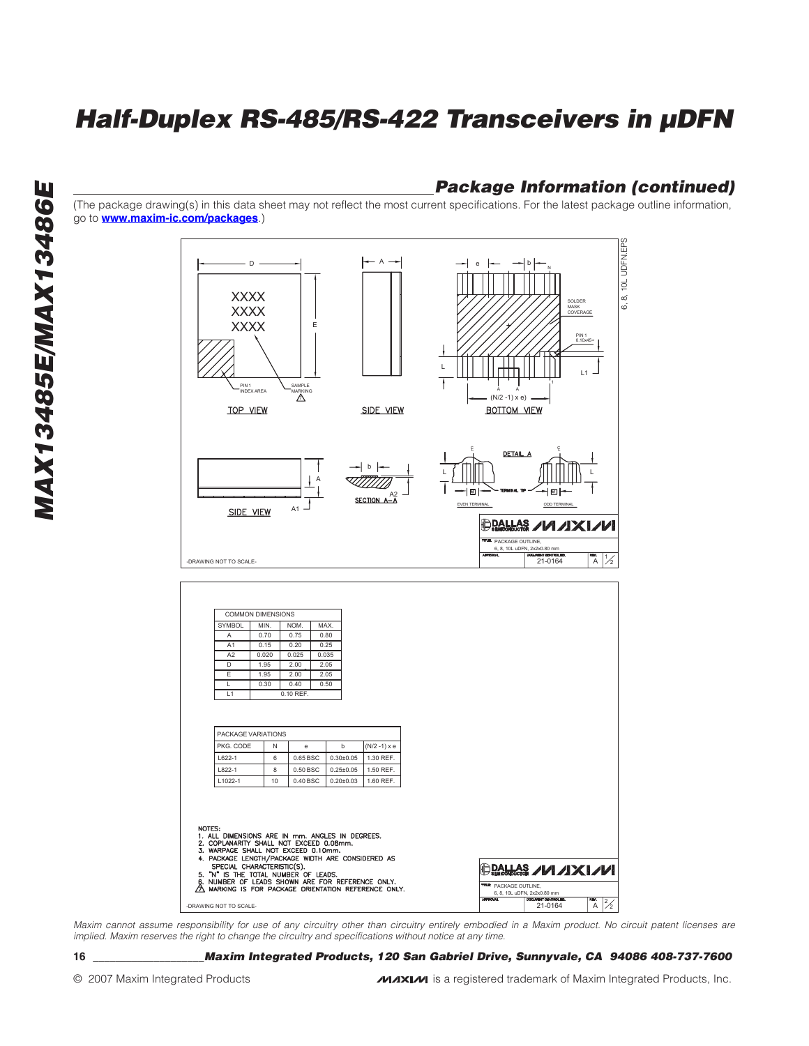## Package Information (continued)

(The package drawing(s) in this data sheet may not reflect the most current specifications. For the latest package outline information, go to **www.maxim-ic.com/packages**.)

D
A
e
b
N
XXXX
XXXX
XXXX
E
SOLDER MASK COVERAGE
PIN 1 0.10x45°
L
L1
PIN 1 INDEX AREA
SAMPLE MARKING
1
A A
(N/2 -1) x e
TOP VIEW
SIDE VIEW
BOTTOM VIEW
DETAIL A
b
A
L
L
A2
SECTION A–A
TERMINAL TIP
e
e
EVEN TERMINAL
ODD TERMINAL
SIDE VIEW
A1
6, 8, 10L UDFN.EPS

DALLAS SEMICONDUCTOR MAXIM
TITLE: PACKAGE OUTLINE, 6, 8, 10L uDFN, 2x2x0.80 mm
APPROVAL | DOCUMENT CONTROL NO. 21-0164 | REV. A | 1/2

-DRAWING NOT TO SCALE-

| COMMON DIMENSIONS | | | |
|---|---|---|---|
| SYMBOL | MIN. | NOM. | MAX. |
| A | 0.70 | 0.75 | 0.80 |
| A1 | 0.15 | 0.20 | 0.25 |
| A2 | 0.020 | 0.025 | 0.035 |
| D | 1.95 | 2.00 | 2.05 |
| E | 1.95 | 2.00 | 2.05 |
| L | 0.30 | 0.40 | 0.50 |
| L1 | 0.10 REF. | | |

| PACKAGE VARIATIONS | | | | |
|---|---|---|---|---|
| PKG. CODE | N | e | b | (N/2 -1) x e |
| L622-1 | 6 | 0.65 BSC | 0.30±0.05 | 1.30 REF. |
| L822-1 | 8 | 0.50 BSC | 0.25±0.05 | 1.50 REF. |
| L1022-1 | 10 | 0.40 BSC | 0.20±0.03 | 1.60 REF. |

NOTES:
1. ALL DIMENSIONS ARE IN mm. ANGLES IN DEGREES.
2. COPLANARITY SHALL NOT EXCEED 0.08mm.
3. WARPAGE SHALL NOT EXCEED 0.10mm.
4. PACKAGE LENGTH/PACKAGE WIDTH ARE CONSIDERED AS SPECIAL CHARACTERISTIC(S).
5. "N" IS THE TOTAL NUMBER OF LEADS.
6. NUMBER OF LEADS SHOWN ARE FOR REFERENCE ONLY.
7. MARKING IS FOR PACKAGE ORIENTATION REFERENCE ONLY.

DALLAS SEMICONDUCTOR MAXIM
TITLE: PACKAGE OUTLINE, 6, 8, 10L uDFN, 2x2x0.80 mm
APPROVAL | DOCUMENT CONTROL NO. 21-0164 | REV. A | 2/2

-DRAWING NOT TO SCALE-

*Maxim cannot assume responsibility for use of any circuitry other than circuitry entirely embodied in a Maxim product. No circuit patent licenses are implied. Maxim reserves the right to change the circuitry and specifications without notice at any time.*

***Maxim Integrated Products, 120 San Gabriel Drive, Sunnyvale, CA 94086 408-737-7600***

© 2007 Maxim Integrated Products

MAXIM is a registered trademark of Maxim Integrated Products, Inc.